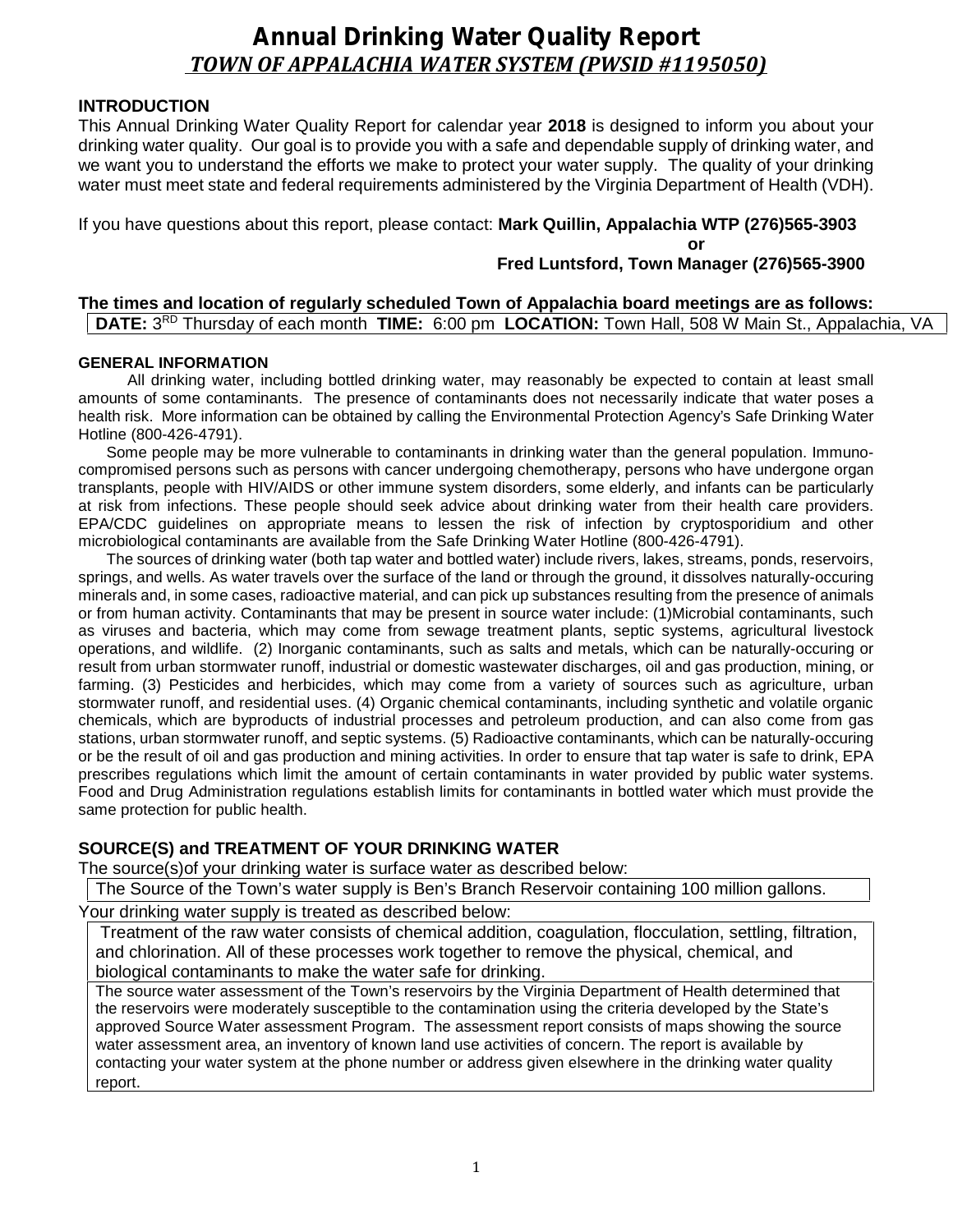# Annual Drinking Water Quality Report

## *TOWN OF APPALACHIA WATER SYSTEM (PWSID #1195050)*

### INTRODUCTION

This Annual Drinking Water Quality Report for calendar year **2018** is designed to inform you about your drinking water quality. Our goal is to provide you with a safe and dependable supply of drinking water, and we want you to understand the efforts we make to protect your water supply. The quality of your drinking water must meet state and federal requirements administered by the Virginia Department of Health (VDH).

If you have questions about this report, please contact: **Mark Quillin, Appalachia WTP (276)565-3903**

**or**

**Fred Luntsford, Town Manager (276)565-3900**

**The times and location of regularly scheduled Town of Appalachia board meetings are as follows:**

**DATE:** 3RD Thursday of each month **TIME:** 6:00 pm **LOCATION:** Town Hall, 508 W Main St., Appalachia, VA

### GENERAL INFORMATION

All drinking water, including bottled drinking water, may reasonably be expected to contain at least small amounts of some contaminants. The presence of contaminants does not necessarily indicate that water poses a health risk. More information can be obtained by calling the Environmental Protection Agency's Safe Drinking Water Hotline (800-426-4791).

Some people may be more vulnerable to contaminants in drinking water than the general population. Immuno-compromised persons such as persons with cancer undergoing chemotherapy, persons who have undergone organ transplants, people with HIV/AIDS or other immune system disorders, some elderly, and infants can be particularly at risk from infections. These people should seek advice about drinking water from their health care providers. EPA/CDC guidelines on appropriate means to lessen the risk of infection by cryptosporidium and other microbiological contaminants are available from the Safe Drinking Water Hotline (800-426-4791).

The sources of drinking water (both tap water and bottled water) include rivers, lakes, streams, ponds, reservoirs, springs, and wells. As water travels over the surface of the land or through the ground, it dissolves naturally-occuring minerals and, in some cases, radioactive material, and can pick up substances resulting from the presence of animals or from human activity. Contaminants that may be present in source water include: (1)Microbial contaminants, such as viruses and bacteria, which may come from sewage treatment plants, septic systems, agricultural livestock operations, and wildlife. (2) Inorganic contaminants, such as salts and metals, which can be naturally-occuring or result from urban stormwater runoff, industrial or domestic wastewater discharges, oil and gas production, mining, or farming. (3) Pesticides and herbicides, which may come from a variety of sources such as agriculture, urban stormwater runoff, and residential uses. (4) Organic chemical contaminants, including synthetic and volatile organic chemicals, which are byproducts of industrial processes and petroleum production, and can also come from gas stations, urban stormwater runoff, and septic systems. (5) Radioactive contaminants, which can be naturally-occuring or be the result of oil and gas production and mining activities. In order to ensure that tap water is safe to drink, EPA prescribes regulations which limit the amount of certain contaminants in water provided by public water systems. Food and Drug Administration regulations establish limits for contaminants in bottled water which must provide the same protection for public health.

### SOURCE(S) and TREATMENT OF YOUR DRINKING WATER

The source(s)of your drinking water is surface water as described below:

The Source of the Town's water supply is Ben's Branch Reservoir containing 100 million gallons.

Your drinking water supply is treated as described below:

Treatment of the raw water consists of chemical addition, coagulation, flocculation, settling, filtration, and chlorination. All of these processes work together to remove the physical, chemical, and biological contaminants to make the water safe for drinking.

The source water assessment of the Town's reservoirs by the Virginia Department of Health determined that the reservoirs were moderately susceptible to the contamination using the criteria developed by the State's approved Source Water assessment Program. The assessment report consists of maps showing the source water assessment area, an inventory of known land use activities of concern. The report is available by contacting your water system at the phone number or address given elsewhere in the drinking water quality report.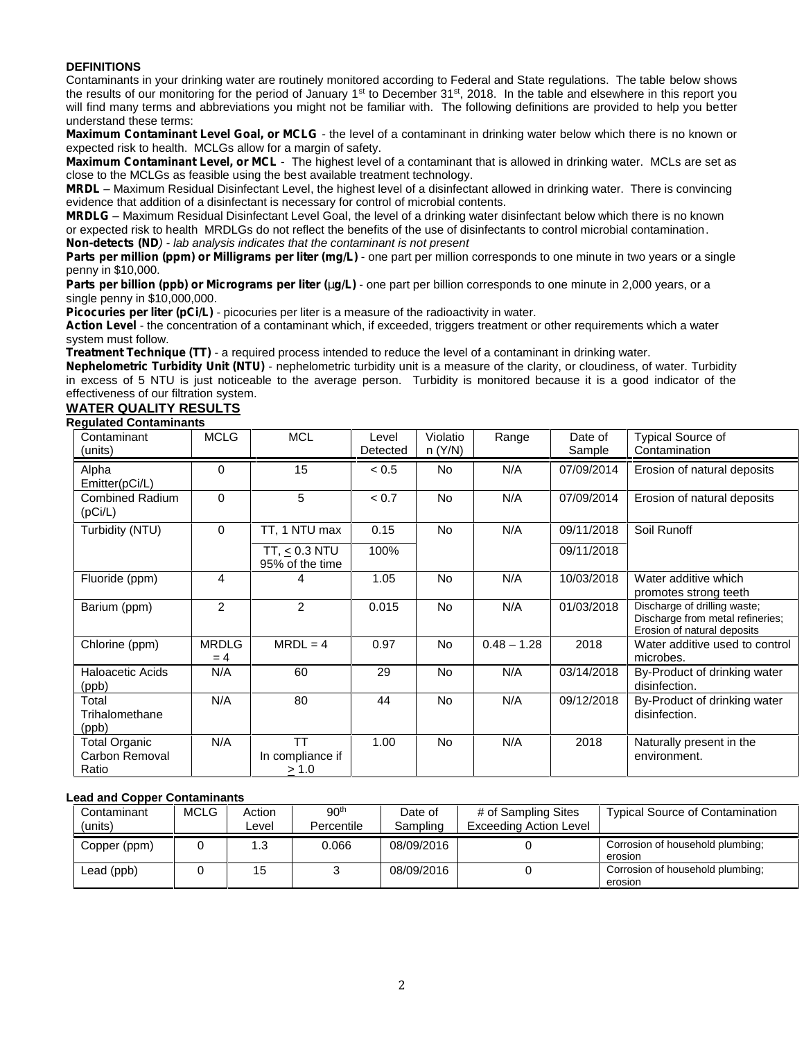**DEFINITIONS**

Contaminants in your drinking water are routinely monitored according to Federal and State regulations. The table below shows the results of our monitoring for the period of January 1st to December 31st, 2018. In the table and elsewhere in this report you will find many terms and abbreviations you might not be familiar with. The following definitions are provided to help you better understand these terms:

**Maximum Contaminant Level Goal, or MCLG** - the level of a contaminant in drinking water below which there is no known or expected risk to health. MCLGs allow for a margin of safety.

**Maximum Contaminant Level, or MCL** - The highest level of a contaminant that is allowed in drinking water. MCLs are set as close to the MCLGs as feasible using the best available treatment technology.

**MRDL** – Maximum Residual Disinfectant Level, the highest level of a disinfectant allowed in drinking water. There is convincing evidence that addition of a disinfectant is necessary for control of microbial contents.

**MRDLG** – Maximum Residual Disinfectant Level Goal, the level of a drinking water disinfectant below which there is no known or expected risk to health MRDLGs do not reflect the benefits of the use of disinfectants to control microbial contamination.

**Non-detects (ND**) *- lab analysis indicates that the contaminant is not present*

**Parts per million (ppm) or Milligrams per liter (mg/L)** - one part per million corresponds to one minute in two years or a single penny in $10,000.

**Parts per billion (ppb) or Micrograms per liter (μg/L)** - one part per billion corresponds to one minute in 2,000 years, or a single penny in $10,000,000.

**Picocuries per liter (pCi/L)** - picocuries per liter is a measure of the radioactivity in water.

**Action Level** - the concentration of a contaminant which, if exceeded, triggers treatment or other requirements which a water system must follow.

**Treatment Technique (TT)** - a required process intended to reduce the level of a contaminant in drinking water.

**Nephelometric Turbidity Unit (NTU)** - nephelometric turbidity unit is a measure of the clarity, or cloudiness, of water. Turbidity in excess of 5 NTU is just noticeable to the average person. Turbidity is monitored because it is a good indicator of the effectiveness of our filtration system.

## WATER QUALITY RESULTS

**Regulated Contaminants**

| Contaminant (units) | MCLG | MCL | Level Detected | Violation (Y/N) | Range | Date of Sample | Typical Source of Contamination |
|---|---|---|---|---|---|---|---|
| Alpha Emitter(pCi/L) | 0 | 15 | < 0.5 | No | N/A | 07/09/2014 | Erosion of natural deposits |
| Combined Radium (pCi/L) | 0 | 5 | < 0.7 | No | N/A | 07/09/2014 | Erosion of natural deposits |
| Turbidity (NTU) | 0 | TT, 1 NTU max | 0.15 | No | N/A | 09/11/2018 | Soil Runoff |
| | | TT, ≤ 0.3 NTU 95% of the time | 100% | | | 09/11/2018 | |
| Fluoride (ppm) | 4 | 4 | 1.05 | No | N/A | 10/03/2018 | Water additive which promotes strong teeth |
| Barium (ppm) | 2 | 2 | 0.015 | No | N/A | 01/03/2018 | Discharge of drilling waste; Discharge from metal refineries; Erosion of natural deposits |
| Chlorine (ppm) | MRDLG = 4 | MRDL = 4 | 0.97 | No | 0.48 – 1.28 | 2018 | Water additive used to control microbes. |
| Haloacetic Acids (ppb) | N/A | 60 | 29 | No | N/A | 03/14/2018 | By-Product of drinking water disinfection. |
| Total Trihalomethane (ppb) | N/A | 80 | 44 | No | N/A | 09/12/2018 | By-Product of drinking water disinfection. |
| Total Organic Carbon Removal Ratio | N/A | TT In compliance if ≥ 1.0 | 1.00 | No | N/A | 2018 | Naturally present in the environment. |

**Lead and Copper Contaminants**

| Contaminant (units) | MCLG | Action Level | 90th Percentile | Date of Sampling | # of Sampling Sites Exceeding Action Level | Typical Source of Contamination |
|---|---|---|---|---|---|---|
| Copper (ppm) | 0 | 1.3 | 0.066 | 08/09/2016 | 0 | Corrosion of household plumbing; erosion |
| Lead (ppb) | 0 | 15 | 3 | 08/09/2016 | 0 | Corrosion of household plumbing; erosion |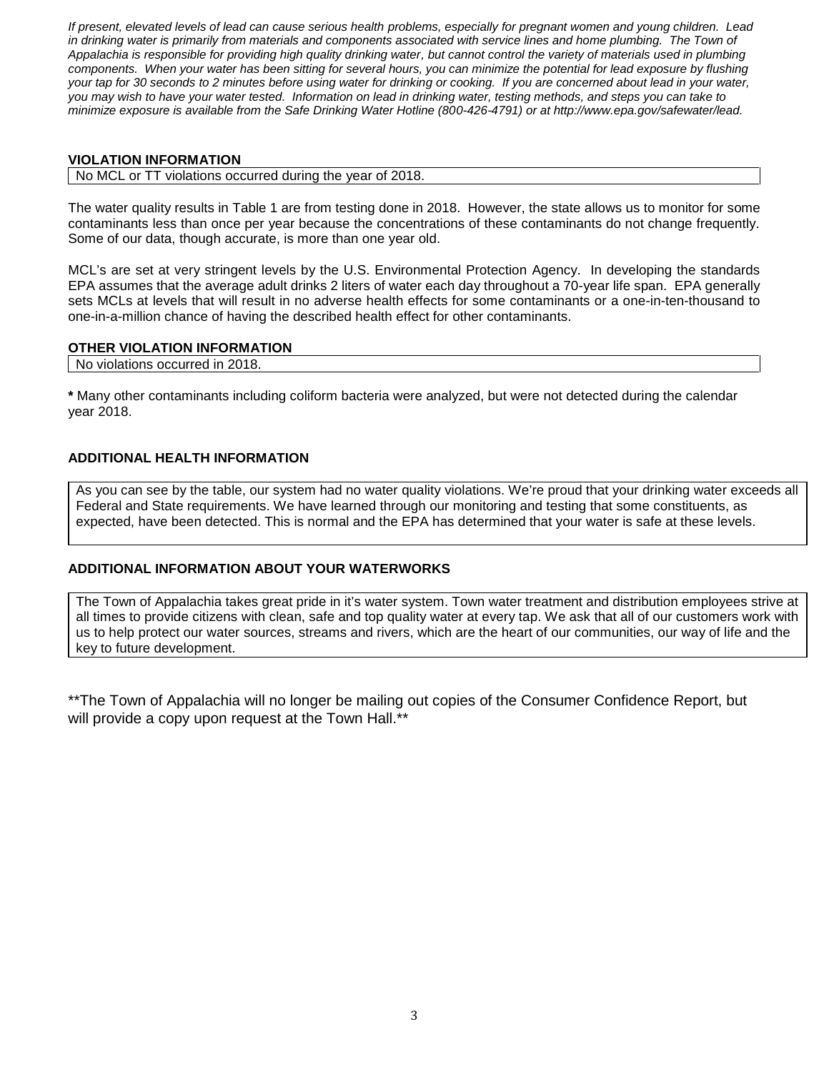*If present, elevated levels of lead can cause serious health problems, especially for pregnant women and young children. Lead in drinking water is primarily from materials and components associated with service lines and home plumbing. The Town of Appalachia is responsible for providing high quality drinking water, but cannot control the variety of materials used in plumbing components. When your water has been sitting for several hours, you can minimize the potential for lead exposure by flushing your tap for 30 seconds to 2 minutes before using water for drinking or cooking. If you are concerned about lead in your water, you may wish to have your water tested. Information on lead in drinking water, testing methods, and steps you can take to minimize exposure is available from the Safe Drinking Water Hotline (800-426-4791) or at http://www.epa.gov/safewater/lead.*

**VIOLATION INFORMATION**

No MCL or TT violations occurred during the year of 2018.

The water quality results in Table 1 are from testing done in 2018. However, the state allows us to monitor for some contaminants less than once per year because the concentrations of these contaminants do not change frequently. Some of our data, though accurate, is more than one year old.

MCL's are set at very stringent levels by the U.S. Environmental Protection Agency. In developing the standards EPA assumes that the average adult drinks 2 liters of water each day throughout a 70-year life span. EPA generally sets MCLs at levels that will result in no adverse health effects for some contaminants or a one-in-ten-thousand to one-in-a-million chance of having the described health effect for other contaminants.

**OTHER VIOLATION INFORMATION**

No violations occurred in 2018.

**\*** Many other contaminants including coliform bacteria were analyzed, but were not detected during the calendar year 2018.

**ADDITIONAL HEALTH INFORMATION**

As you can see by the table, our system had no water quality violations. We're proud that your drinking water exceeds all Federal and State requirements. We have learned through our monitoring and testing that some constituents, as expected, have been detected. This is normal and the EPA has determined that your water is safe at these levels.

**ADDITIONAL INFORMATION ABOUT YOUR WATERWORKS**

The Town of Appalachia takes great pride in it's water system. Town water treatment and distribution employees strive at all times to provide citizens with clean, safe and top quality water at every tap. We ask that all of our customers work with us to help protect our water sources, streams and rivers, which are the heart of our communities, our way of life and the key to future development.

\*\*The Town of Appalachia will no longer be mailing out copies of the Consumer Confidence Report, but will provide a copy upon request at the Town Hall.\*\*